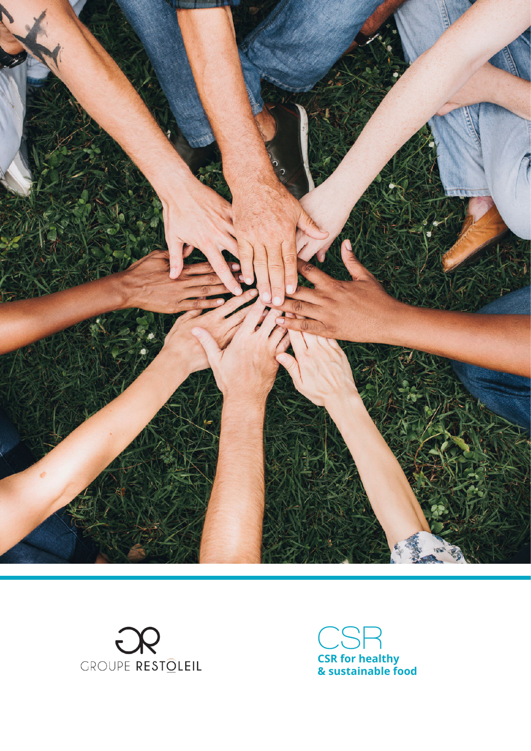GROUPE RESTOLEIL

# CSR

**CSR for healthy & sustainable food**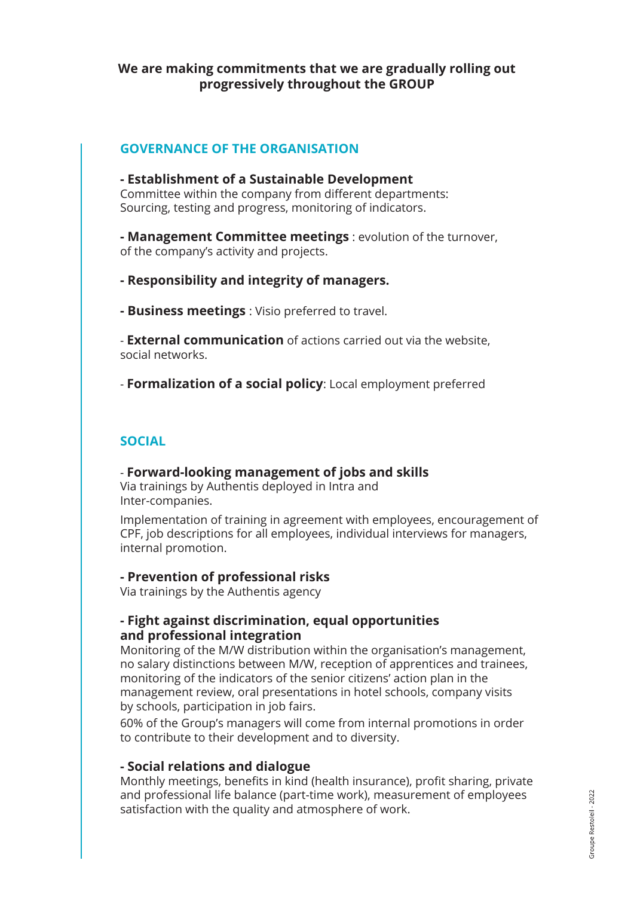**We are making commitments that we are gradually rolling out progressively throughout the GROUP**

## GOVERNANCE OF THE ORGANISATION

**- Establishment of a Sustainable Development** Committee within the company from different departments: Sourcing, testing and progress, monitoring of indicators.

**- Management Committee meetings** : evolution of the turnover, of the company's activity and projects.

**- Responsibility and integrity of managers.**

**- Business meetings** : Visio preferred to travel.

- **External communication** of actions carried out via the website, social networks.

- **Formalization of a social policy**: Local employment preferred

## SOCIAL

- **Forward-looking management of jobs and skills**
Via trainings by Authentis deployed in Intra and Inter-companies.

Implementation of training in agreement with employees, encouragement of CPF, job descriptions for all employees, individual interviews for managers, internal promotion.

**- Prevention of professional risks**
Via trainings by the Authentis agency

**- Fight against discrimination, equal opportunities and professional integration**
Monitoring of the M/W distribution within the organisation's management, no salary distinctions between M/W, reception of apprentices and trainees, monitoring of the indicators of the senior citizens' action plan in the management review, oral presentations in hotel schools, company visits by schools, participation in job fairs.

60% of the Group's managers will come from internal promotions in order to contribute to their development and to diversity.

**- Social relations and dialogue**
Monthly meetings, benefits in kind (health insurance), profit sharing, private and professional life balance (part-time work), measurement of employees satisfaction with the quality and atmosphere of work.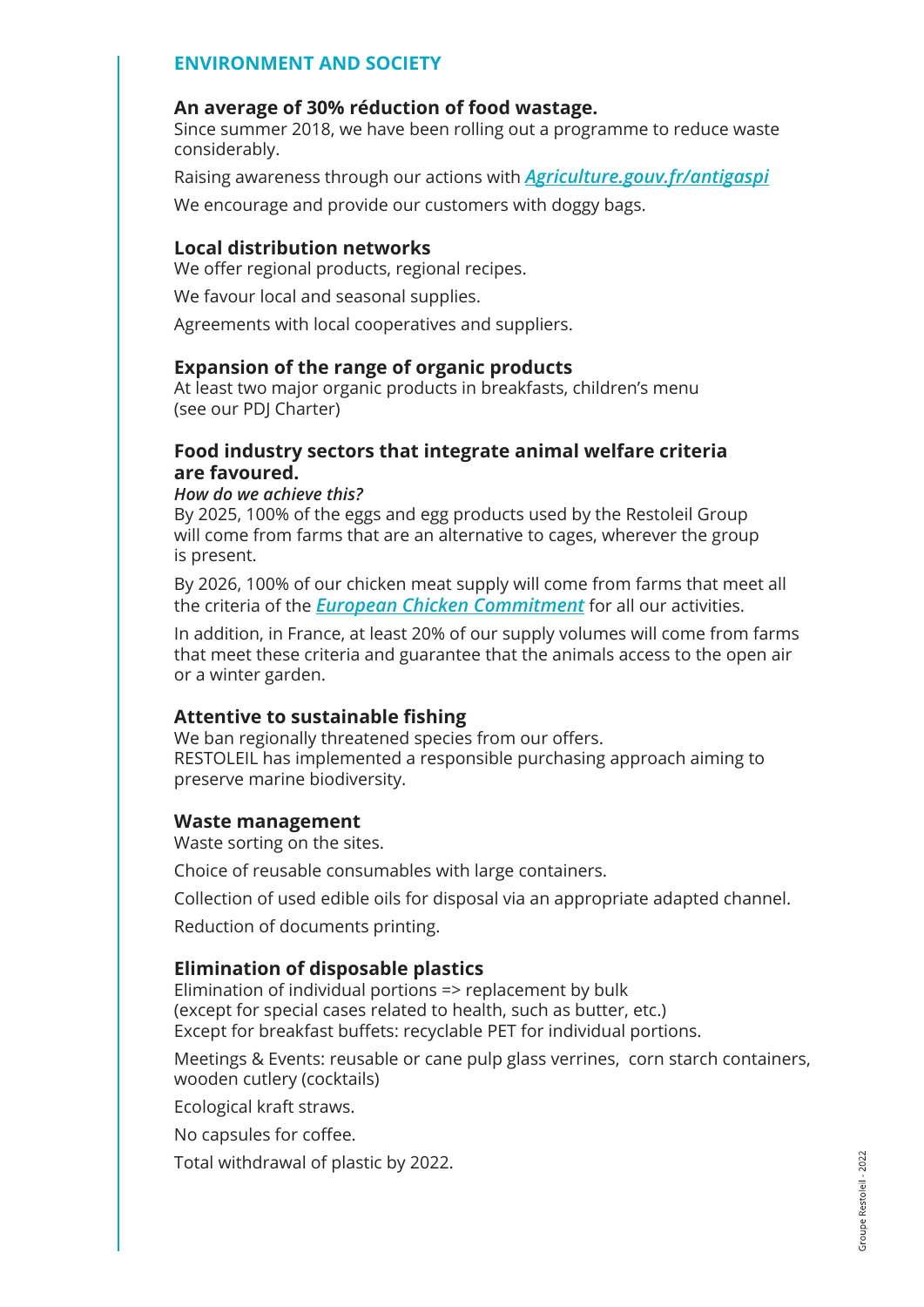## ENVIRONMENT AND SOCIETY

### An average of 30% réduction of food wastage.

Since summer 2018, we have been rolling out a programme to reduce waste considerably.

Raising awareness through our actions with ***Agriculture.gouv.fr/antigaspi***

We encourage and provide our customers with doggy bags.

### Local distribution networks

We offer regional products, regional recipes.

We favour local and seasonal supplies.

Agreements with local cooperatives and suppliers.

### Expansion of the range of organic products

At least two major organic products in breakfasts, children's menu
(see our PDJ Charter)

### Food industry sectors that integrate animal welfare criteria are favoured.

***How do we achieve this?***

By 2025, 100% of the eggs and egg products used by the Restoleil Group will come from farms that are an alternative to cages, wherever the group is present.

By 2026, 100% of our chicken meat supply will come from farms that meet all the criteria of the ***European Chicken Commitment*** for all our activities.

In addition, in France, at least 20% of our supply volumes will come from farms that meet these criteria and guarantee that the animals access to the open air or a winter garden.

### Attentive to sustainable fishing

We ban regionally threatened species from our offers.
RESTOLEIL has implemented a responsible purchasing approach aiming to preserve marine biodiversity.

### Waste management

Waste sorting on the sites.

Choice of reusable consumables with large containers.

Collection of used edible oils for disposal via an appropriate adapted channel.

Reduction of documents printing.

### Elimination of disposable plastics

Elimination of individual portions => replacement by bulk
(except for special cases related to health, such as butter, etc.)
Except for breakfast buffets: recyclable PET for individual portions.

Meetings & Events: reusable or cane pulp glass verrines, corn starch containers, wooden cutlery (cocktails)

Ecological kraft straws.

No capsules for coffee.

Total withdrawal of plastic by 2022.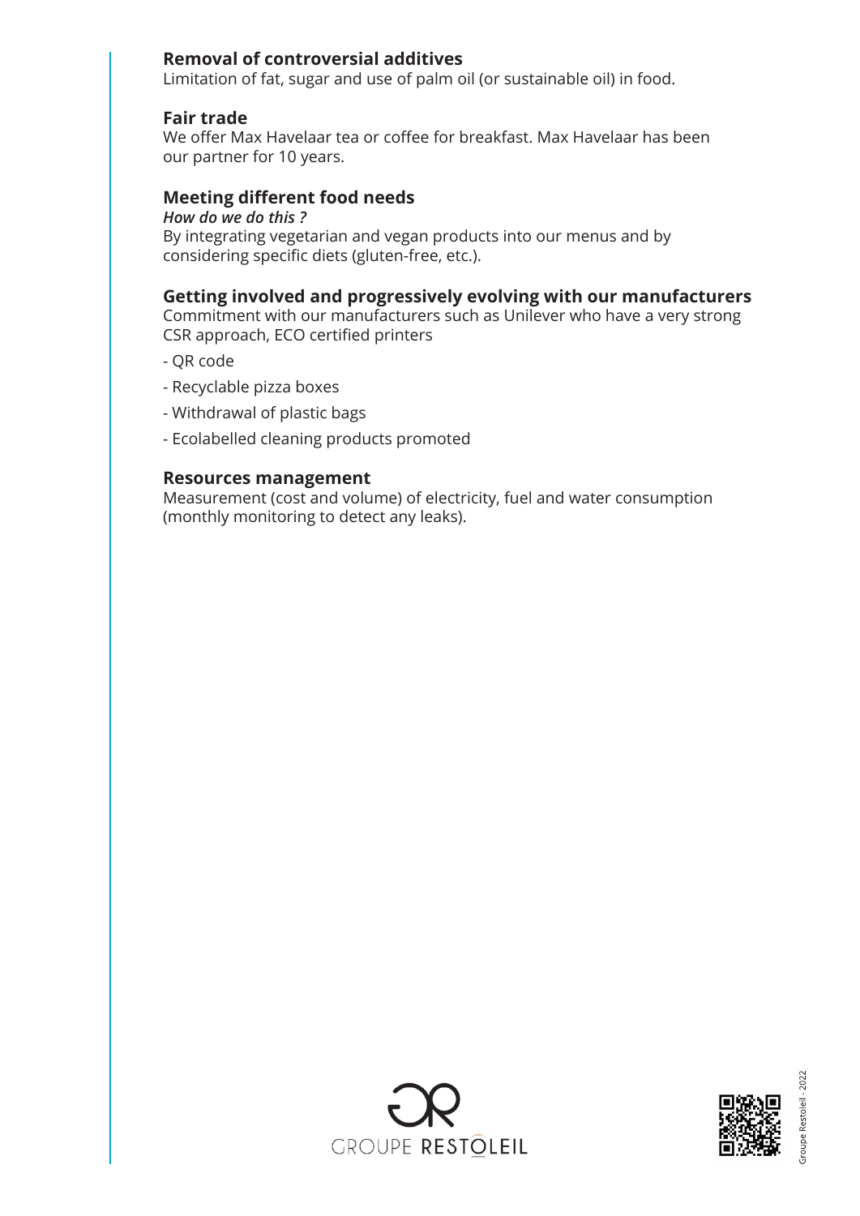## Removal of controversial additives

Limitation of fat, sugar and use of palm oil (or sustainable oil) in food.

## Fair trade

We offer Max Havelaar tea or coffee for breakfast. Max Havelaar has been our partner for 10 years.

## Meeting different food needs

***How do we do this ?***

By integrating vegetarian and vegan products into our menus and by considering specific diets (gluten-free, etc.).

## Getting involved and progressively evolving with our manufacturers

Commitment with our manufacturers such as Unilever who have a very strong CSR approach, ECO certified printers

- QR code
- Recyclable pizza boxes
- Withdrawal of plastic bags
- Ecolabelled cleaning products promoted

## Resources management

Measurement (cost and volume) of electricity, fuel and water consumption (monthly monitoring to detect any leaks).

GROUPE RESTOLEIL

Groupe Restoleil - 2022